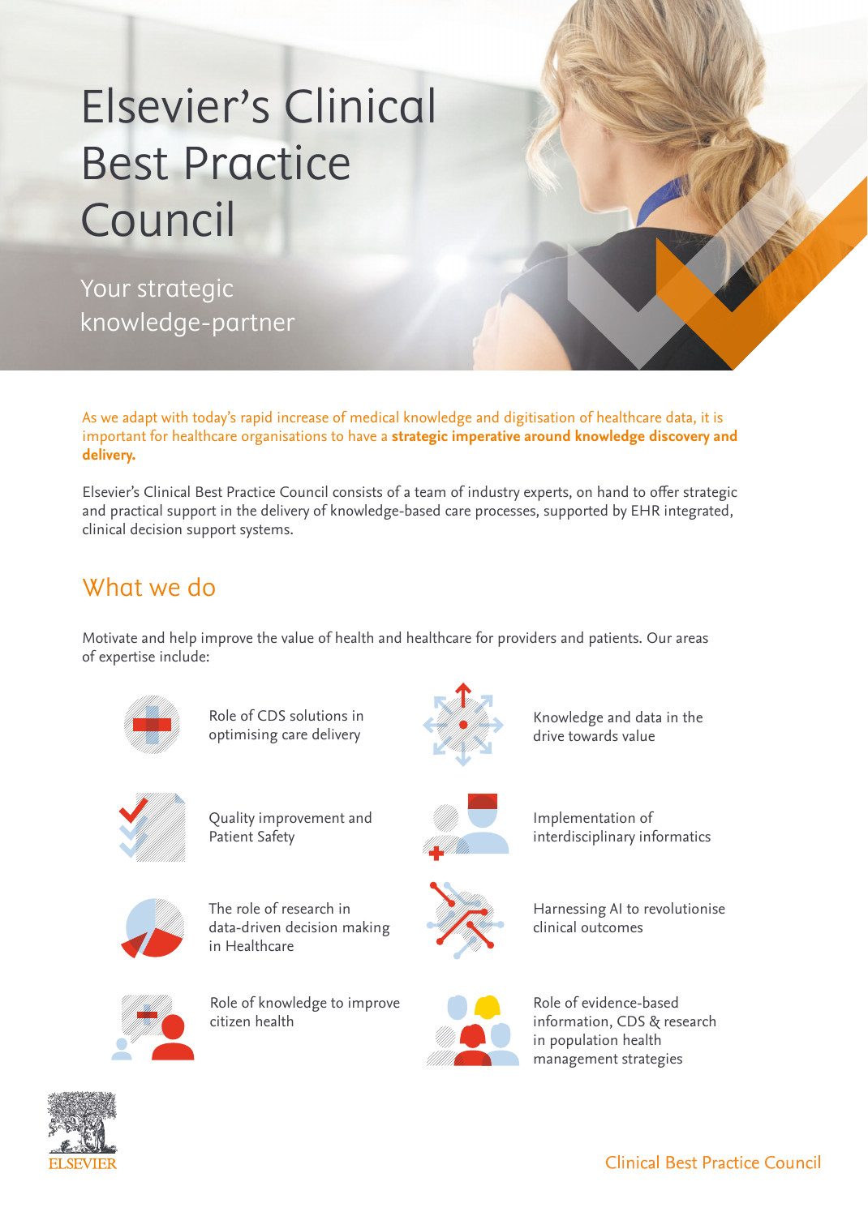# Elsevier's Clinical Best Practice Council

Your strategic knowledge-partner

As we adapt with today's rapid increase of medical knowledge and digitisation of healthcare data, it is important for healthcare organisations to have a **strategic imperative around knowledge discovery and delivery.**

Elsevier's Clinical Best Practice Council consists of a team of industry experts, on hand to offer strategic and practical support in the delivery of knowledge-based care processes, supported by EHR integrated, clinical decision support systems.

## What we do

Motivate and help improve the value of health and healthcare for providers and patients. Our areas of expertise include:

- Role of CDS solutions in optimising care delivery
- Knowledge and data in the drive towards value
- Quality improvement and Patient Safety
- Implementation of interdisciplinary informatics
- The role of research in data-driven decision making in Healthcare
- Harnessing AI to revolutionise clinical outcomes
- Role of knowledge to improve citizen health
- Role of evidence-based information, CDS & research in population health management strategies

ELSEVIER

Clinical Best Practice Council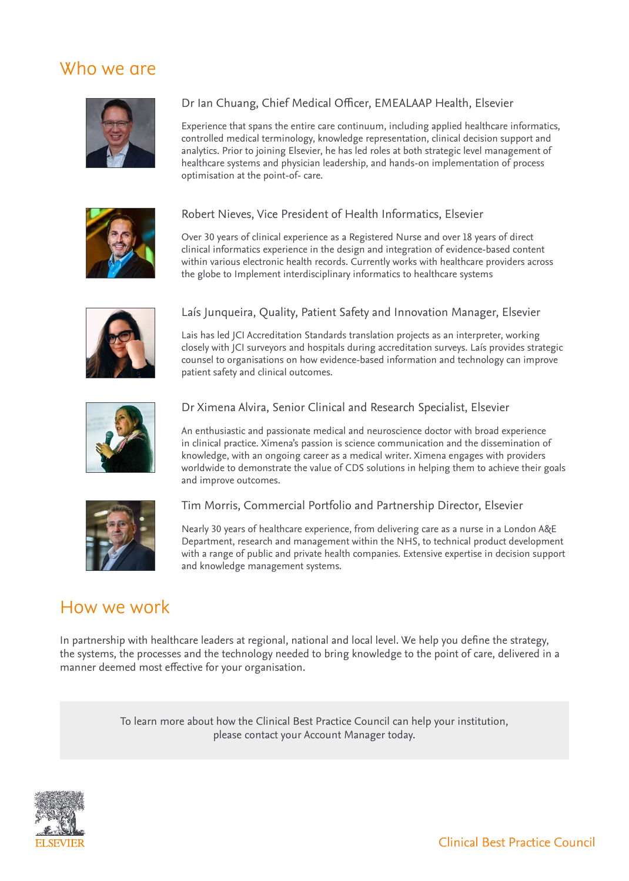## Who we are

### Dr Ian Chuang, Chief Medical Officer, EMEALAAP Health, Elsevier

Experience that spans the entire care continuum, including applied healthcare informatics, controlled medical terminology, knowledge representation, clinical decision support and analytics. Prior to joining Elsevier, he has led roles at both strategic level management of healthcare systems and physician leadership, and hands-on implementation of process optimisation at the point-of- care.

### Robert Nieves, Vice President of Health Informatics, Elsevier

Over 30 years of clinical experience as a Registered Nurse and over 18 years of direct clinical informatics experience in the design and integration of evidence-based content within various electronic health records. Currently works with healthcare providers across the globe to Implement interdisciplinary informatics to healthcare systems

### Laís Junqueira, Quality, Patient Safety and Innovation Manager, Elsevier

Lais has led JCI Accreditation Standards translation projects as an interpreter, working closely with JCI surveyors and hospitals during accreditation surveys. Laís provides strategic counsel to organisations on how evidence-based information and technology can improve patient safety and clinical outcomes.

### Dr Ximena Alvira, Senior Clinical and Research Specialist, Elsevier

An enthusiastic and passionate medical and neuroscience doctor with broad experience in clinical practice. Ximena's passion is science communication and the dissemination of knowledge, with an ongoing career as a medical writer. Ximena engages with providers worldwide to demonstrate the value of CDS solutions in helping them to achieve their goals and improve outcomes.

### Tim Morris, Commercial Portfolio and Partnership Director, Elsevier

Nearly 30 years of healthcare experience, from delivering care as a nurse in a London A&E Department, research and management within the NHS, to technical product development with a range of public and private health companies. Extensive expertise in decision support and knowledge management systems.

## How we work

In partnership with healthcare leaders at regional, national and local level. We help you define the strategy, the systems, the processes and the technology needed to bring knowledge to the point of care, delivered in a manner deemed most effective for your organisation.

To learn more about how the Clinical Best Practice Council can help your institution, please contact your Account Manager today.

ELSEVIER

Clinical Best Practice Council